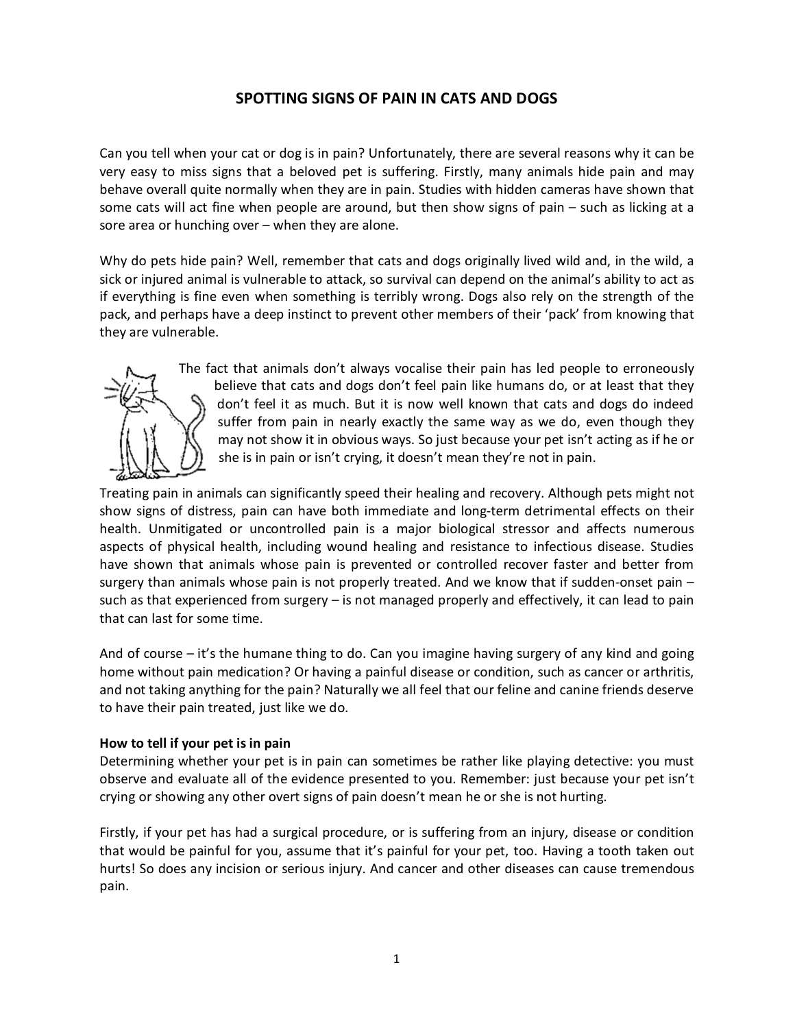# SPOTTING SIGNS OF PAIN IN CATS AND DOGS

Can you tell when your cat or dog is in pain? Unfortunately, there are several reasons why it can be very easy to miss signs that a beloved pet is suffering. Firstly, many animals hide pain and may behave overall quite normally when they are in pain. Studies with hidden cameras have shown that some cats will act fine when people are around, but then show signs of pain – such as licking at a sore area or hunching over – when they are alone.

Why do pets hide pain? Well, remember that cats and dogs originally lived wild and, in the wild, a sick or injured animal is vulnerable to attack, so survival can depend on the animal's ability to act as if everything is fine even when something is terribly wrong. Dogs also rely on the strength of the pack, and perhaps have a deep instinct to prevent other members of their 'pack' from knowing that they are vulnerable.

The fact that animals don't always vocalise their pain has led people to erroneously believe that cats and dogs don't feel pain like humans do, or at least that they don't feel it as much. But it is now well known that cats and dogs do indeed suffer from pain in nearly exactly the same way as we do, even though they may not show it in obvious ways. So just because your pet isn't acting as if he or she is in pain or isn't crying, it doesn't mean they're not in pain.

Treating pain in animals can significantly speed their healing and recovery. Although pets might not show signs of distress, pain can have both immediate and long-term detrimental effects on their health. Unmitigated or uncontrolled pain is a major biological stressor and affects numerous aspects of physical health, including wound healing and resistance to infectious disease. Studies have shown that animals whose pain is prevented or controlled recover faster and better from surgery than animals whose pain is not properly treated. And we know that if sudden-onset pain – such as that experienced from surgery – is not managed properly and effectively, it can lead to pain that can last for some time.

And of course – it's the humane thing to do. Can you imagine having surgery of any kind and going home without pain medication? Or having a painful disease or condition, such as cancer or arthritis, and not taking anything for the pain? Naturally we all feel that our feline and canine friends deserve to have their pain treated, just like we do.

**How to tell if your pet is in pain**

Determining whether your pet is in pain can sometimes be rather like playing detective: you must observe and evaluate all of the evidence presented to you. Remember: just because your pet isn't crying or showing any other overt signs of pain doesn't mean he or she is not hurting.

Firstly, if your pet has had a surgical procedure, or is suffering from an injury, disease or condition that would be painful for you, assume that it's painful for your pet, too. Having a tooth taken out hurts! So does any incision or serious injury. And cancer and other diseases can cause tremendous pain.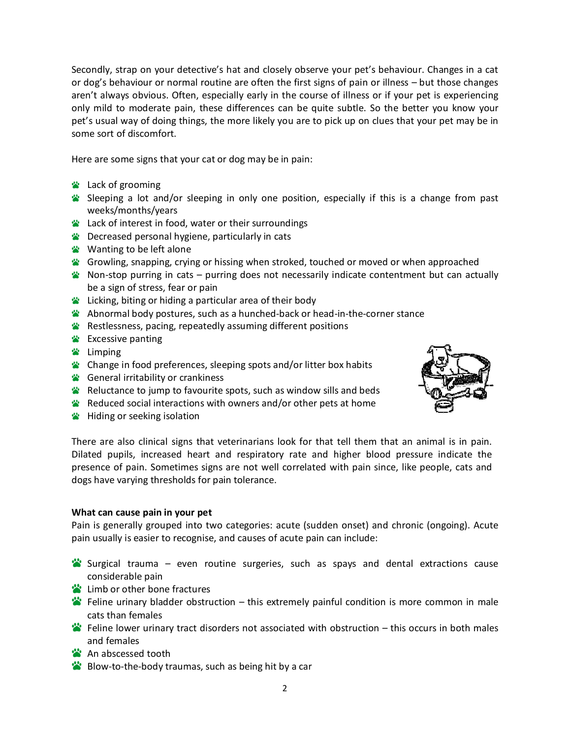Secondly, strap on your detective's hat and closely observe your pet's behaviour. Changes in a cat or dog's behaviour or normal routine are often the first signs of pain or illness – but those changes aren't always obvious. Often, especially early in the course of illness or if your pet is experiencing only mild to moderate pain, these differences can be quite subtle. So the better you know your pet's usual way of doing things, the more likely you are to pick up on clues that your pet may be in some sort of discomfort.

Here are some signs that your cat or dog may be in pain:

- Lack of grooming
- Sleeping a lot and/or sleeping in only one position, especially if this is a change from past weeks/months/years
- Lack of interest in food, water or their surroundings
- Decreased personal hygiene, particularly in cats
- Wanting to be left alone
- Growling, snapping, crying or hissing when stroked, touched or moved or when approached
- Non-stop purring in cats – purring does not necessarily indicate contentment but can actually be a sign of stress, fear or pain
- Licking, biting or hiding a particular area of their body
- Abnormal body postures, such as a hunched-back or head-in-the-corner stance
- Restlessness, pacing, repeatedly assuming different positions
- Excessive panting
- Limping
- Change in food preferences, sleeping spots and/or litter box habits
- General irritability or crankiness
- Reluctance to jump to favourite spots, such as window sills and beds
- Reduced social interactions with owners and/or other pets at home
- Hiding or seeking isolation

There are also clinical signs that veterinarians look for that tell them that an animal is in pain. Dilated pupils, increased heart and respiratory rate and higher blood pressure indicate the presence of pain. Sometimes signs are not well correlated with pain since, like people, cats and dogs have varying thresholds for pain tolerance.

**What can cause pain in your pet**

Pain is generally grouped into two categories: acute (sudden onset) and chronic (ongoing). Acute pain usually is easier to recognise, and causes of acute pain can include:

- Surgical trauma – even routine surgeries, such as spays and dental extractions cause considerable pain
- Limb or other bone fractures
- Feline urinary bladder obstruction – this extremely painful condition is more common in male cats than females
- Feline lower urinary tract disorders not associated with obstruction – this occurs in both males and females
- An abscessed tooth
- Blow-to-the-body traumas, such as being hit by a car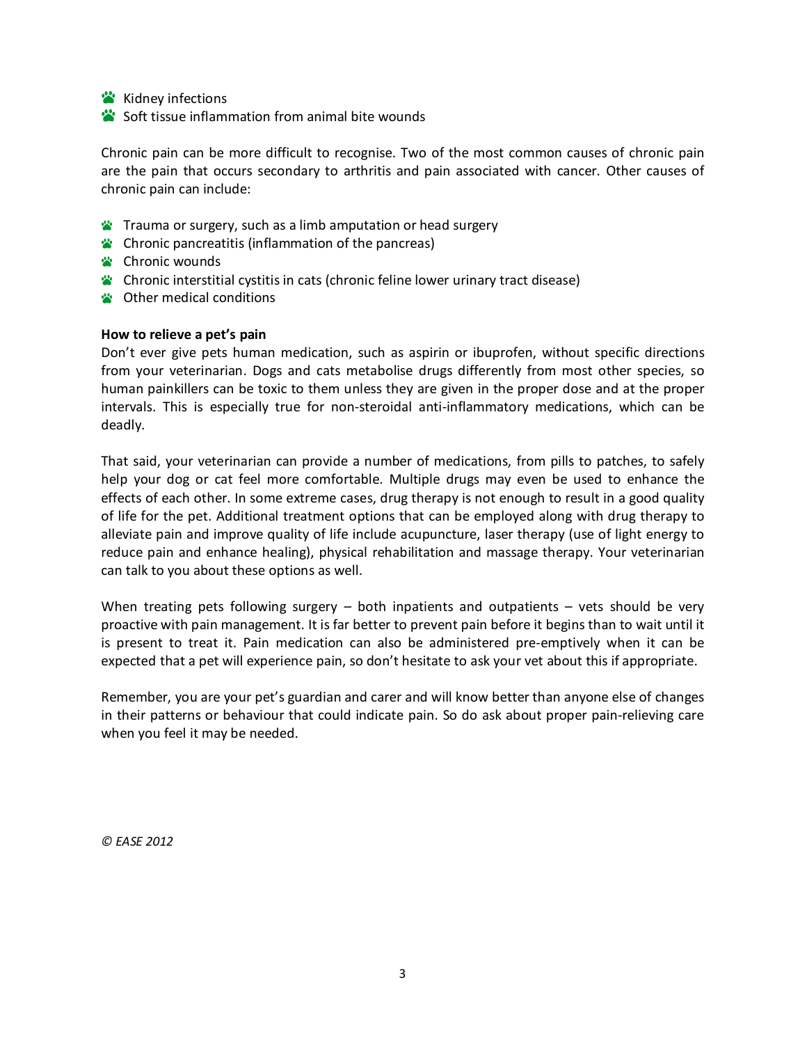- Kidney infections
- Soft tissue inflammation from animal bite wounds

Chronic pain can be more difficult to recognise. Two of the most common causes of chronic pain are the pain that occurs secondary to arthritis and pain associated with cancer. Other causes of chronic pain can include:

- Trauma or surgery, such as a limb amputation or head surgery
- Chronic pancreatitis (inflammation of the pancreas)
- Chronic wounds
- Chronic interstitial cystitis in cats (chronic feline lower urinary tract disease)
- Other medical conditions

**How to relieve a pet's pain**

Don't ever give pets human medication, such as aspirin or ibuprofen, without specific directions from your veterinarian. Dogs and cats metabolise drugs differently from most other species, so human painkillers can be toxic to them unless they are given in the proper dose and at the proper intervals. This is especially true for non-steroidal anti-inflammatory medications, which can be deadly.

That said, your veterinarian can provide a number of medications, from pills to patches, to safely help your dog or cat feel more comfortable. Multiple drugs may even be used to enhance the effects of each other. In some extreme cases, drug therapy is not enough to result in a good quality of life for the pet. Additional treatment options that can be employed along with drug therapy to alleviate pain and improve quality of life include acupuncture, laser therapy (use of light energy to reduce pain and enhance healing), physical rehabilitation and massage therapy. Your veterinarian can talk to you about these options as well.

When treating pets following surgery – both inpatients and outpatients – vets should be very proactive with pain management. It is far better to prevent pain before it begins than to wait until it is present to treat it. Pain medication can also be administered pre-emptively when it can be expected that a pet will experience pain, so don't hesitate to ask your vet about this if appropriate.

Remember, you are your pet's guardian and carer and will know better than anyone else of changes in their patterns or behaviour that could indicate pain. So do ask about proper pain-relieving care when you feel it may be needed.

*© EASE 2012*